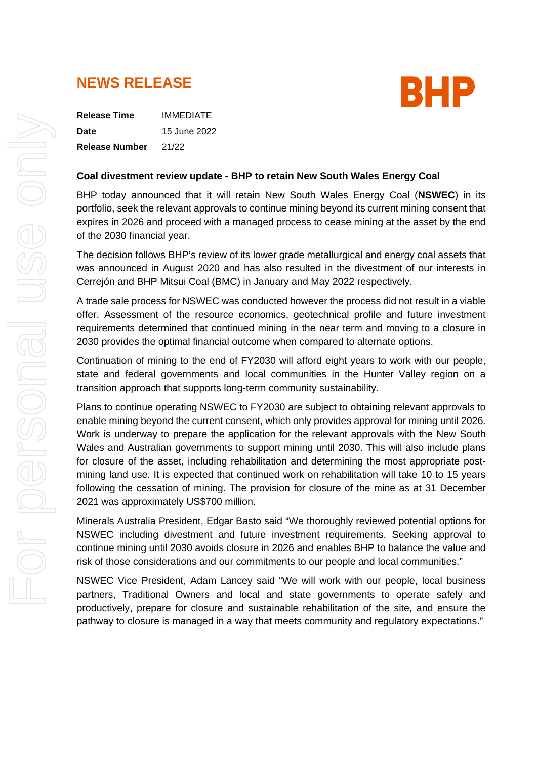# NEWS RELEASE

BHP

| | |
|---|---|
| **Release Time** | IMMEDIATE |
| **Date** | 15 June 2022 |
| **Release Number** | 21/22 |

**Coal divestment review update - BHP to retain New South Wales Energy Coal**

BHP today announced that it will retain New South Wales Energy Coal (**NSWEC**) in its portfolio, seek the relevant approvals to continue mining beyond its current mining consent that expires in 2026 and proceed with a managed process to cease mining at the asset by the end of the 2030 financial year.

The decision follows BHP's review of its lower grade metallurgical and energy coal assets that was announced in August 2020 and has also resulted in the divestment of our interests in Cerrejón and BHP Mitsui Coal (BMC) in January and May 2022 respectively.

A trade sale process for NSWEC was conducted however the process did not result in a viable offer. Assessment of the resource economics, geotechnical profile and future investment requirements determined that continued mining in the near term and moving to a closure in 2030 provides the optimal financial outcome when compared to alternate options.

Continuation of mining to the end of FY2030 will afford eight years to work with our people, state and federal governments and local communities in the Hunter Valley region on a transition approach that supports long-term community sustainability.

Plans to continue operating NSWEC to FY2030 are subject to obtaining relevant approvals to enable mining beyond the current consent, which only provides approval for mining until 2026. Work is underway to prepare the application for the relevant approvals with the New South Wales and Australian governments to support mining until 2030. This will also include plans for closure of the asset, including rehabilitation and determining the most appropriate post-mining land use. It is expected that continued work on rehabilitation will take 10 to 15 years following the cessation of mining. The provision for closure of the mine as at 31 December 2021 was approximately US$700 million.

Minerals Australia President, Edgar Basto said "We thoroughly reviewed potential options for NSWEC including divestment and future investment requirements. Seeking approval to continue mining until 2030 avoids closure in 2026 and enables BHP to balance the value and risk of those considerations and our commitments to our people and local communities."

NSWEC Vice President, Adam Lancey said "We will work with our people, local business partners, Traditional Owners and local and state governments to operate safely and productively, prepare for closure and sustainable rehabilitation of the site, and ensure the pathway to closure is managed in a way that meets community and regulatory expectations."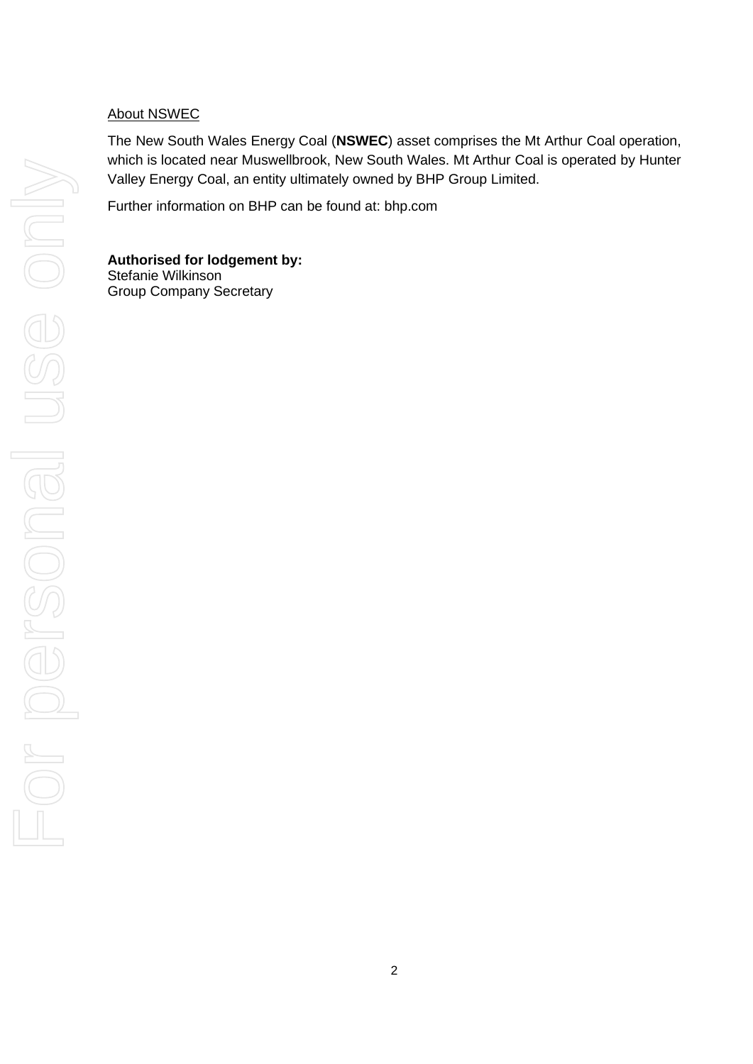About NSWEC

The New South Wales Energy Coal (**NSWEC**) asset comprises the Mt Arthur Coal operation, which is located near Muswellbrook, New South Wales. Mt Arthur Coal is operated by Hunter Valley Energy Coal, an entity ultimately owned by BHP Group Limited.

Further information on BHP can be found at: bhp.com

**Authorised for lodgement by:**
Stefanie Wilkinson
Group Company Secretary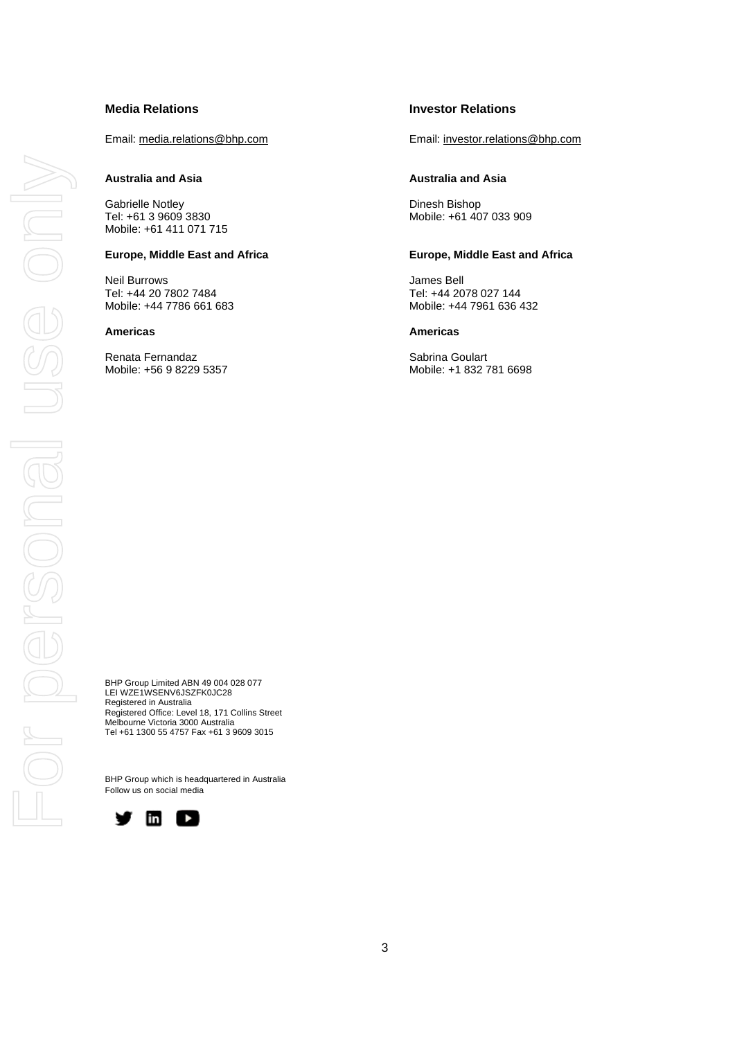**Media Relations**

Email: media.relations@bhp.com

**Australia and Asia**

Gabrielle Notley
Tel: +61 3 9609 3830
Mobile: +61 411 071 715

**Europe, Middle East and Africa**

Neil Burrows
Tel: +44 20 7802 7484
Mobile: +44 7786 661 683

**Americas**

Renata Fernandaz
Mobile: +56 9 8229 5357

**Investor Relations**

Email: investor.relations@bhp.com

**Australia and Asia**

Dinesh Bishop
Mobile: +61 407 033 909

**Europe, Middle East and Africa**

James Bell
Tel: +44 2078 027 144
Mobile: +44 7961 636 432

**Americas**

Sabrina Goulart
Mobile: +1 832 781 6698

BHP Group Limited ABN 49 004 028 077
LEI WZE1WSENV6JSZFK0JC28
Registered in Australia
Registered Office: Level 18, 171 Collins Street
Melbourne Victoria 3000 Australia
Tel +61 1300 55 4757 Fax +61 3 9609 3015

BHP Group which is headquartered in Australia
Follow us on social media